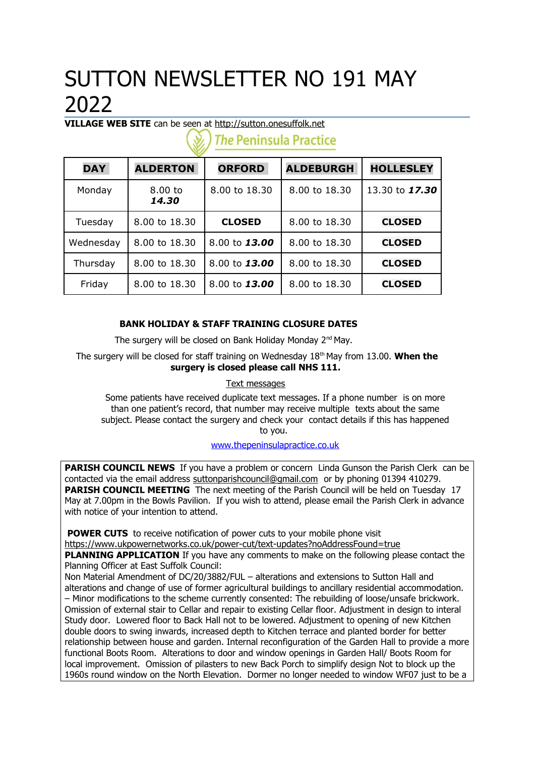# SUTTON NEWSLETTER NO 191 MAY 2022

**VILLAGE WEB SITE** can be seen at http://sutton.onesuffolk.net

The Peninsula Practice

| DAY | ALDERTON | ORFORD | ALDEBURGH | HOLLESLEY |
|---|---|---|---|---|
| Monday | 8.00 to ***14.30*** | 8.00 to 18.30 | 8.00 to 18.30 | 13.30 to ***17.30*** |
| Tuesday | 8.00 to 18.30 | **CLOSED** | 8.00 to 18.30 | **CLOSED** |
| Wednesday | 8.00 to 18.30 | 8.00 to ***13.00*** | 8.00 to 18.30 | **CLOSED** |
| Thursday | 8.00 to 18.30 | 8.00 to ***13.00*** | 8.00 to 18.30 | **CLOSED** |
| Friday | 8.00 to 18.30 | 8.00 to ***13.00*** | 8.00 to 18.30 | **CLOSED** |

**BANK HOLIDAY & STAFF TRAINING CLOSURE DATES**

The surgery will be closed on Bank Holiday Monday 2nd May.

The surgery will be closed for staff training on Wednesday 18th May from 13.00. **When the surgery is closed please call NHS 111.**

Text messages

Some patients have received duplicate text messages. If a phone number is on more than one patient's record, that number may receive multiple texts about the same subject. Please contact the surgery and check your contact details if this has happened to you.

www.thepeninsulapractice.co.uk

**PARISH COUNCIL NEWS** If you have a problem or concern Linda Gunson the Parish Clerk can be contacted via the email address suttonparishcouncil@gmail.com or by phoning 01394 410279.
**PARISH COUNCIL MEETING** The next meeting of the Parish Council will be held on Tuesday 17 May at 7.00pm in the Bowls Pavilion. If you wish to attend, please email the Parish Clerk in advance with notice of your intention to attend.

**POWER CUTS** to receive notification of power cuts to your mobile phone visit https://www.ukpowernetworks.co.uk/power-cut/text-updates?noAddressFound=true
**PLANNING APPLICATION** If you have any comments to make on the following please contact the Planning Officer at East Suffolk Council:
Non Material Amendment of DC/20/3882/FUL – alterations and extensions to Sutton Hall and alterations and change of use of former agricultural buildings to ancillary residential accommodation. – Minor modifications to the scheme currently consented: The rebuilding of loose/unsafe brickwork. Omission of external stair to Cellar and repair to existing Cellar floor. Adjustment in design to interal Study door. Lowered floor to Back Hall not to be lowered. Adjustment to opening of new Kitchen double doors to swing inwards, increased depth to Kitchen terrace and planted border for better relationship between house and garden. Internal reconfiguration of the Garden Hall to provide a more functional Boots Room. Alterations to door and window openings in Garden Hall/ Boots Room for local improvement. Omission of pilasters to new Back Porch to simplify design Not to block up the 1960s round window on the North Elevation. Dormer no longer needed to window WF07 just to be a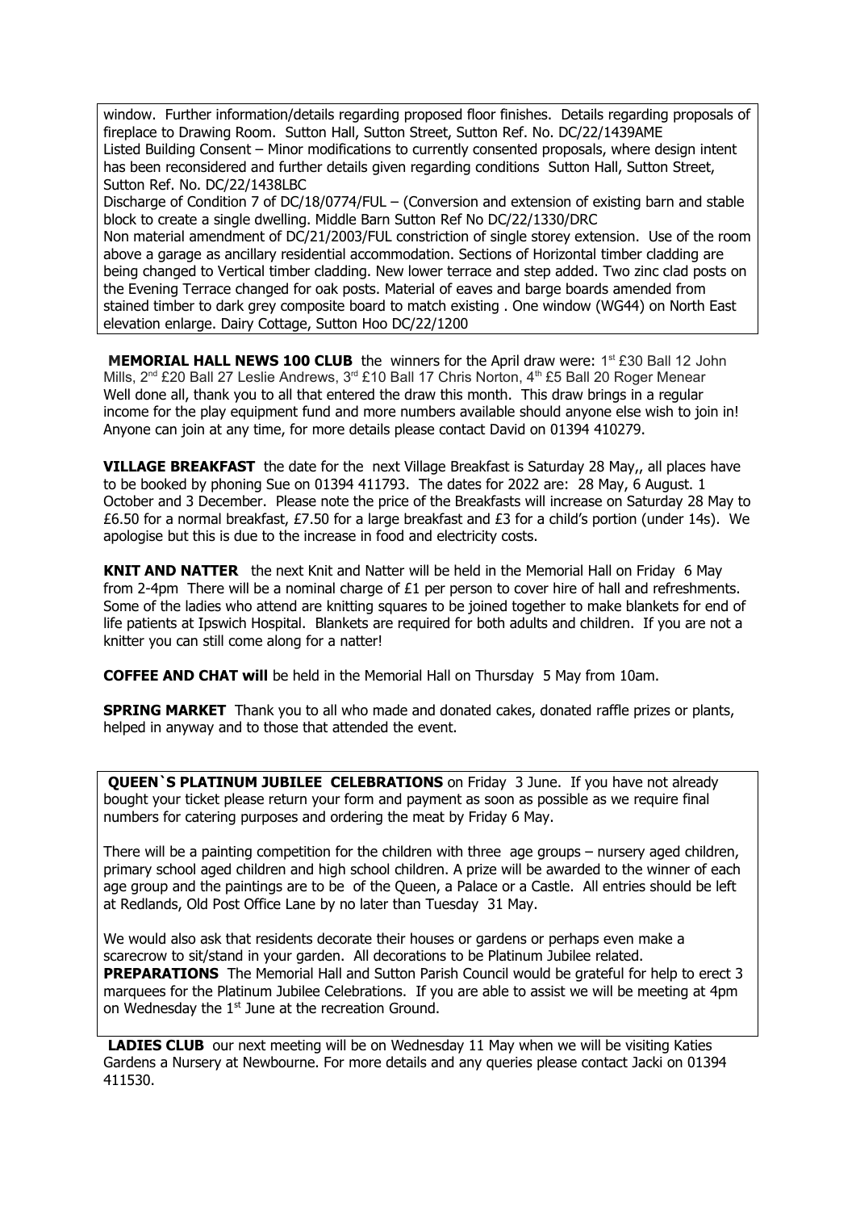window. Further information/details regarding proposed floor finishes. Details regarding proposals of fireplace to Drawing Room. Sutton Hall, Sutton Street, Sutton Ref. No. DC/22/1439AME
Listed Building Consent – Minor modifications to currently consented proposals, where design intent has been reconsidered and further details given regarding conditions Sutton Hall, Sutton Street, Sutton Ref. No. DC/22/1438LBC
Discharge of Condition 7 of DC/18/0774/FUL – (Conversion and extension of existing barn and stable block to create a single dwelling. Middle Barn Sutton Ref No DC/22/1330/DRC
Non material amendment of DC/21/2003/FUL constriction of single storey extension. Use of the room above a garage as ancillary residential accommodation. Sections of Horizontal timber cladding are being changed to Vertical timber cladding. New lower terrace and step added. Two zinc clad posts on the Evening Terrace changed for oak posts. Material of eaves and barge boards amended from stained timber to dark grey composite board to match existing . One window (WG44) on North East elevation enlarge. Dairy Cottage, Sutton Hoo DC/22/1200

**MEMORIAL HALL NEWS 100 CLUB** the winners for the April draw were: 1st £30 Ball 12 John Mills, 2nd £20 Ball 27 Leslie Andrews, 3rd £10 Ball 17 Chris Norton, 4th £5 Ball 20 Roger Menear
Well done all, thank you to all that entered the draw this month. This draw brings in a regular income for the play equipment fund and more numbers available should anyone else wish to join in! Anyone can join at any time, for more details please contact David on 01394 410279.

**VILLAGE BREAKFAST** the date for the next Village Breakfast is Saturday 28 May,, all places have to be booked by phoning Sue on 01394 411793. The dates for 2022 are: 28 May, 6 August. 1 October and 3 December. Please note the price of the Breakfasts will increase on Saturday 28 May to £6.50 for a normal breakfast, £7.50 for a large breakfast and £3 for a child's portion (under 14s). We apologise but this is due to the increase in food and electricity costs.

**KNIT AND NATTER** the next Knit and Natter will be held in the Memorial Hall on Friday 6 May from 2-4pm There will be a nominal charge of £1 per person to cover hire of hall and refreshments. Some of the ladies who attend are knitting squares to be joined together to make blankets for end of life patients at Ipswich Hospital. Blankets are required for both adults and children. If you are not a knitter you can still come along for a natter!

**COFFEE AND CHAT will** be held in the Memorial Hall on Thursday 5 May from 10am.

**SPRING MARKET** Thank you to all who made and donated cakes, donated raffle prizes or plants, helped in anyway and to those that attended the event.

**QUEEN`S PLATINUM JUBILEE CELEBRATIONS** on Friday 3 June. If you have not already bought your ticket please return your form and payment as soon as possible as we require final numbers for catering purposes and ordering the meat by Friday 6 May.

There will be a painting competition for the children with three age groups – nursery aged children, primary school aged children and high school children. A prize will be awarded to the winner of each age group and the paintings are to be of the Queen, a Palace or a Castle. All entries should be left at Redlands, Old Post Office Lane by no later than Tuesday 31 May.

We would also ask that residents decorate their houses or gardens or perhaps even make a scarecrow to sit/stand in your garden. All decorations to be Platinum Jubilee related.
**PREPARATIONS** The Memorial Hall and Sutton Parish Council would be grateful for help to erect 3 marquees for the Platinum Jubilee Celebrations. If you are able to assist we will be meeting at 4pm on Wednesday the 1st June at the recreation Ground.

**LADIES CLUB** our next meeting will be on Wednesday 11 May when we will be visiting Katies Gardens a Nursery at Newbourne. For more details and any queries please contact Jacki on 01394 411530.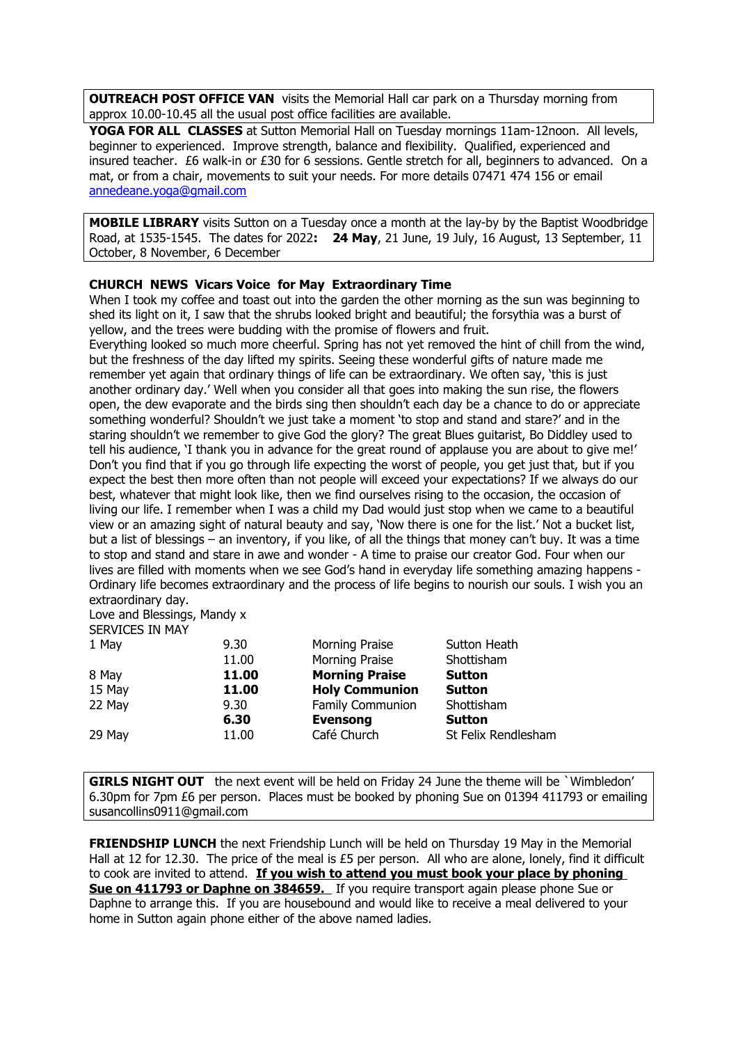**OUTREACH POST OFFICE VAN** visits the Memorial Hall car park on a Thursday morning from approx 10.00-10.45 all the usual post office facilities are available.

**YOGA FOR ALL CLASSES** at Sutton Memorial Hall on Tuesday mornings 11am-12noon. All levels, beginner to experienced. Improve strength, balance and flexibility. Qualified, experienced and insured teacher. £6 walk-in or £30 for 6 sessions. Gentle stretch for all, beginners to advanced. On a mat, or from a chair, movements to suit your needs. For more details 07471 474 156 or email annedeane.yoga@gmail.com

**MOBILE LIBRARY** visits Sutton on a Tuesday once a month at the lay-by by the Baptist Woodbridge Road, at 1535-1545. The dates for 2022**:** **24 May**, 21 June, 19 July, 16 August, 13 September, 11 October, 8 November, 6 December

**CHURCH NEWS Vicars Voice for May Extraordinary Time**

When I took my coffee and toast out into the garden the other morning as the sun was beginning to shed its light on it, I saw that the shrubs looked bright and beautiful; the forsythia was a burst of yellow, and the trees were budding with the promise of flowers and fruit.

Everything looked so much more cheerful. Spring has not yet removed the hint of chill from the wind, but the freshness of the day lifted my spirits. Seeing these wonderful gifts of nature made me remember yet again that ordinary things of life can be extraordinary. We often say, 'this is just another ordinary day.' Well when you consider all that goes into making the sun rise, the flowers open, the dew evaporate and the birds sing then shouldn't each day be a chance to do or appreciate something wonderful? Shouldn't we just take a moment 'to stop and stand and stare?' and in the staring shouldn't we remember to give God the glory? The great Blues guitarist, Bo Diddley used to tell his audience, 'I thank you in advance for the great round of applause you are about to give me!' Don't you find that if you go through life expecting the worst of people, you get just that, but if you expect the best then more often than not people will exceed your expectations? If we always do our best, whatever that might look like, then we find ourselves rising to the occasion, the occasion of living our life. I remember when I was a child my Dad would just stop when we came to a beautiful view or an amazing sight of natural beauty and say, 'Now there is one for the list.' Not a bucket list, but a list of blessings – an inventory, if you like, of all the things that money can't buy. It was a time to stop and stand and stare in awe and wonder - A time to praise our creator God. Four when our lives are filled with moments when we see God's hand in everyday life something amazing happens - Ordinary life becomes extraordinary and the process of life begins to nourish our souls. I wish you an extraordinary day.

Love and Blessings, Mandy x

SERVICES IN MAY

| | | | |
|---|---|---|---|
| 1 May | 9.30 | Morning Praise | Sutton Heath |
| | 11.00 | Morning Praise | Shottisham |
| 8 May | **11.00** | **Morning Praise** | **Sutton** |
| 15 May | **11.00** | **Holy Communion** | **Sutton** |
| 22 May | 9.30 | Family Communion | Shottisham |
| | **6.30** | **Evensong** | **Sutton** |
| 29 May | 11.00 | Café Church | St Felix Rendlesham |

**GIRLS NIGHT OUT** the next event will be held on Friday 24 June the theme will be `Wimbledon' 6.30pm for 7pm £6 per person. Places must be booked by phoning Sue on 01394 411793 or emailing susancollins0911@gmail.com

**FRIENDSHIP LUNCH** the next Friendship Lunch will be held on Thursday 19 May in the Memorial Hall at 12 for 12.30. The price of the meal is £5 per person. All who are alone, lonely, find it difficult to cook are invited to attend. **If you wish to attend you must book your place by phoning Sue on 411793 or Daphne on 384659.** If you require transport again please phone Sue or Daphne to arrange this. If you are housebound and would like to receive a meal delivered to your home in Sutton again phone either of the above named ladies.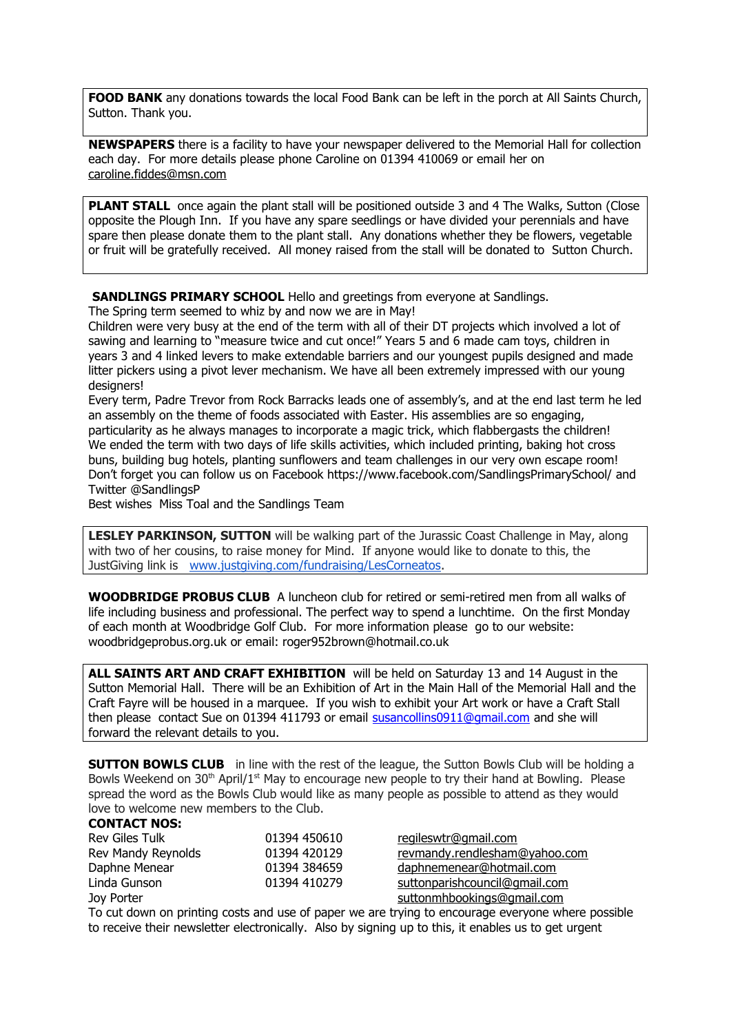**FOOD BANK** any donations towards the local Food Bank can be left in the porch at All Saints Church, Sutton. Thank you.

**NEWSPAPERS** there is a facility to have your newspaper delivered to the Memorial Hall for collection each day. For more details please phone Caroline on 01394 410069 or email her on caroline.fiddes@msn.com

**PLANT STALL** once again the plant stall will be positioned outside 3 and 4 The Walks, Sutton (Close opposite the Plough Inn. If you have any spare seedlings or have divided your perennials and have spare then please donate them to the plant stall. Any donations whether they be flowers, vegetable or fruit will be gratefully received. All money raised from the stall will be donated to Sutton Church.

**SANDLINGS PRIMARY SCHOOL** Hello and greetings from everyone at Sandlings.
The Spring term seemed to whiz by and now we are in May!
Children were very busy at the end of the term with all of their DT projects which involved a lot of sawing and learning to "measure twice and cut once!" Years 5 and 6 made cam toys, children in years 3 and 4 linked levers to make extendable barriers and our youngest pupils designed and made litter pickers using a pivot lever mechanism. We have all been extremely impressed with our young designers!
Every term, Padre Trevor from Rock Barracks leads one of assembly's, and at the end last term he led an assembly on the theme of foods associated with Easter. His assemblies are so engaging, particularity as he always manages to incorporate a magic trick, which flabbergasts the children!
We ended the term with two days of life skills activities, which included printing, baking hot cross buns, building bug hotels, planting sunflowers and team challenges in our very own escape room!
Don't forget you can follow us on Facebook https://www.facebook.com/SandlingsPrimarySchool/ and Twitter @SandlingsP
Best wishes Miss Toal and the Sandlings Team

**LESLEY PARKINSON, SUTTON** will be walking part of the Jurassic Coast Challenge in May, along with two of her cousins, to raise money for Mind. If anyone would like to donate to this, the JustGiving link is www.justgiving.com/fundraising/LesCorneatos.

**WOODBRIDGE PROBUS CLUB** A luncheon club for retired or semi-retired men from all walks of life including business and professional. The perfect way to spend a lunchtime. On the first Monday of each month at Woodbridge Golf Club. For more information please go to our website: woodbridgeprobus.org.uk or email: roger952brown@hotmail.co.uk

**ALL SAINTS ART AND CRAFT EXHIBITION** will be held on Saturday 13 and 14 August in the Sutton Memorial Hall. There will be an Exhibition of Art in the Main Hall of the Memorial Hall and the Craft Fayre will be housed in a marquee. If you wish to exhibit your Art work or have a Craft Stall then please contact Sue on 01394 411793 or email susancollins0911@gmail.com and she will forward the relevant details to you.

**SUTTON BOWLS CLUB** in line with the rest of the league, the Sutton Bowls Club will be holding a Bowls Weekend on 30th April/1st May to encourage new people to try their hand at Bowling. Please spread the word as the Bowls Club would like as many people as possible to attend as they would love to welcome new members to the Club.

**CONTACT NOS:**

| | | |
|---|---|---|
| Rev Giles Tulk | 01394 450610 | regileswtr@gmail.com |
| Rev Mandy Reynolds | 01394 420129 | revmandy.rendlesham@yahoo.com |
| Daphne Menear | 01394 384659 | daphnemenear@hotmail.com |
| Linda Gunson | 01394 410279 | suttonparishcouncil@gmail.com |
| Joy Porter | | suttonmhbookings@gmail.com |

To cut down on printing costs and use of paper we are trying to encourage everyone where possible to receive their newsletter electronically. Also by signing up to this, it enables us to get urgent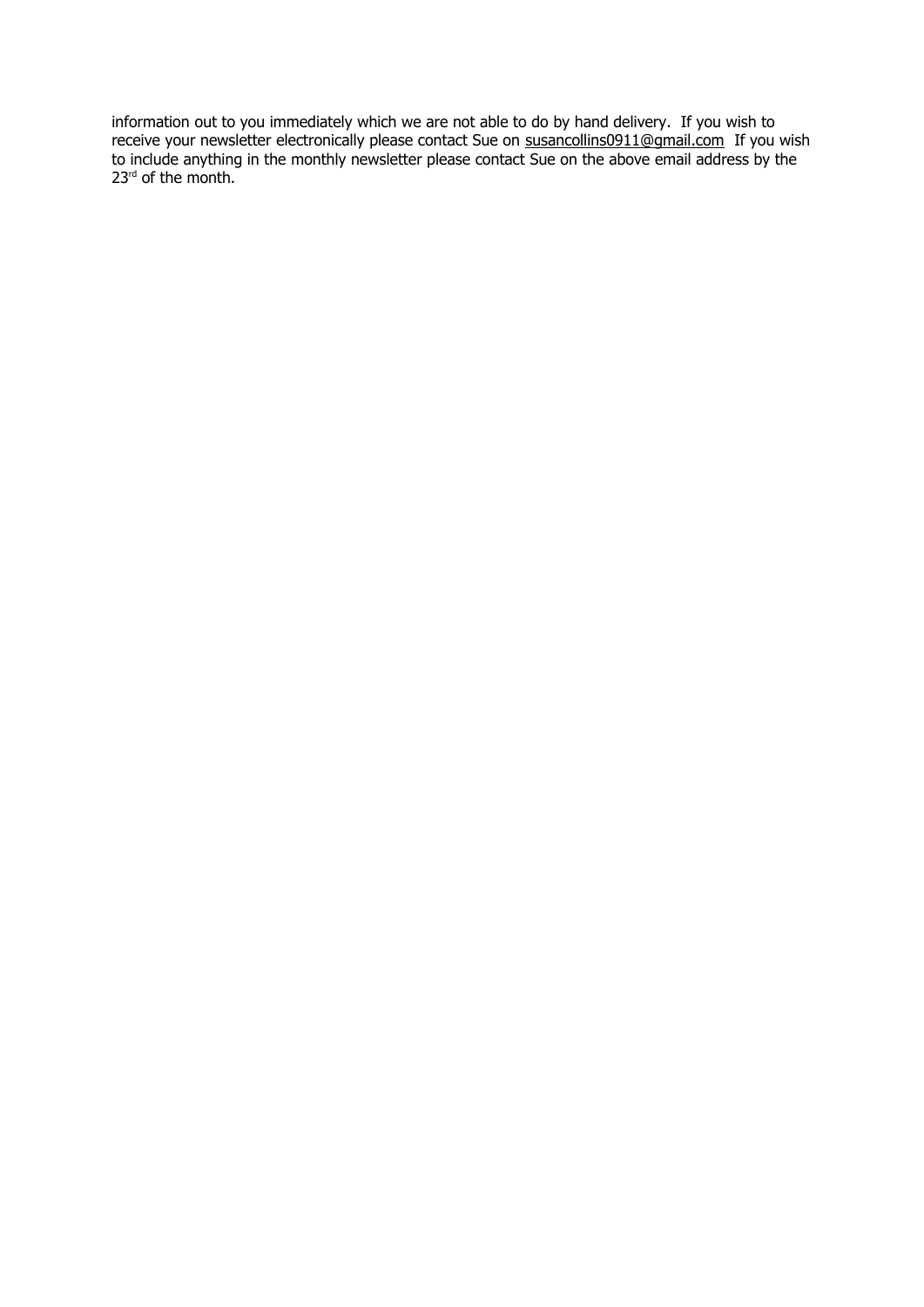information out to you immediately which we are not able to do by hand delivery. If you wish to receive your newsletter electronically please contact Sue on susancollins0911@gmail.com If you wish to include anything in the monthly newsletter please contact Sue on the above email address by the 23rd of the month.